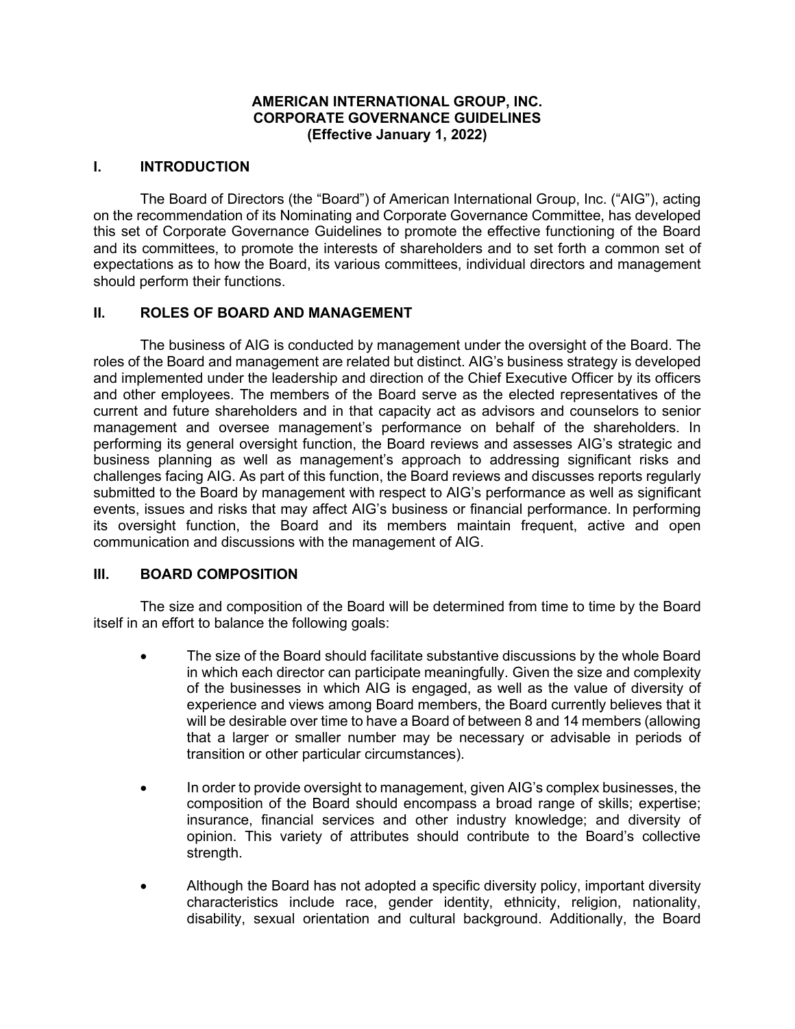# AMERICAN INTERNATIONAL GROUP, INC.
# CORPORATE GOVERNANCE GUIDELINES
**(Effective January 1, 2022)**

## I. INTRODUCTION

The Board of Directors (the "Board") of American International Group, Inc. ("AIG"), acting on the recommendation of its Nominating and Corporate Governance Committee, has developed this set of Corporate Governance Guidelines to promote the effective functioning of the Board and its committees, to promote the interests of shareholders and to set forth a common set of expectations as to how the Board, its various committees, individual directors and management should perform their functions.

## II. ROLES OF BOARD AND MANAGEMENT

The business of AIG is conducted by management under the oversight of the Board. The roles of the Board and management are related but distinct. AIG's business strategy is developed and implemented under the leadership and direction of the Chief Executive Officer by its officers and other employees. The members of the Board serve as the elected representatives of the current and future shareholders and in that capacity act as advisors and counselors to senior management and oversee management's performance on behalf of the shareholders. In performing its general oversight function, the Board reviews and assesses AIG's strategic and business planning as well as management's approach to addressing significant risks and challenges facing AIG. As part of this function, the Board reviews and discusses reports regularly submitted to the Board by management with respect to AIG's performance as well as significant events, issues and risks that may affect AIG's business or financial performance. In performing its oversight function, the Board and its members maintain frequent, active and open communication and discussions with the management of AIG.

## III. BOARD COMPOSITION

The size and composition of the Board will be determined from time to time by the Board itself in an effort to balance the following goals:

- The size of the Board should facilitate substantive discussions by the whole Board in which each director can participate meaningfully. Given the size and complexity of the businesses in which AIG is engaged, as well as the value of diversity of experience and views among Board members, the Board currently believes that it will be desirable over time to have a Board of between 8 and 14 members (allowing that a larger or smaller number may be necessary or advisable in periods of transition or other particular circumstances).

- In order to provide oversight to management, given AIG's complex businesses, the composition of the Board should encompass a broad range of skills; expertise; insurance, financial services and other industry knowledge; and diversity of opinion. This variety of attributes should contribute to the Board's collective strength.

- Although the Board has not adopted a specific diversity policy, important diversity characteristics include race, gender identity, ethnicity, religion, nationality, disability, sexual orientation and cultural background. Additionally, the Board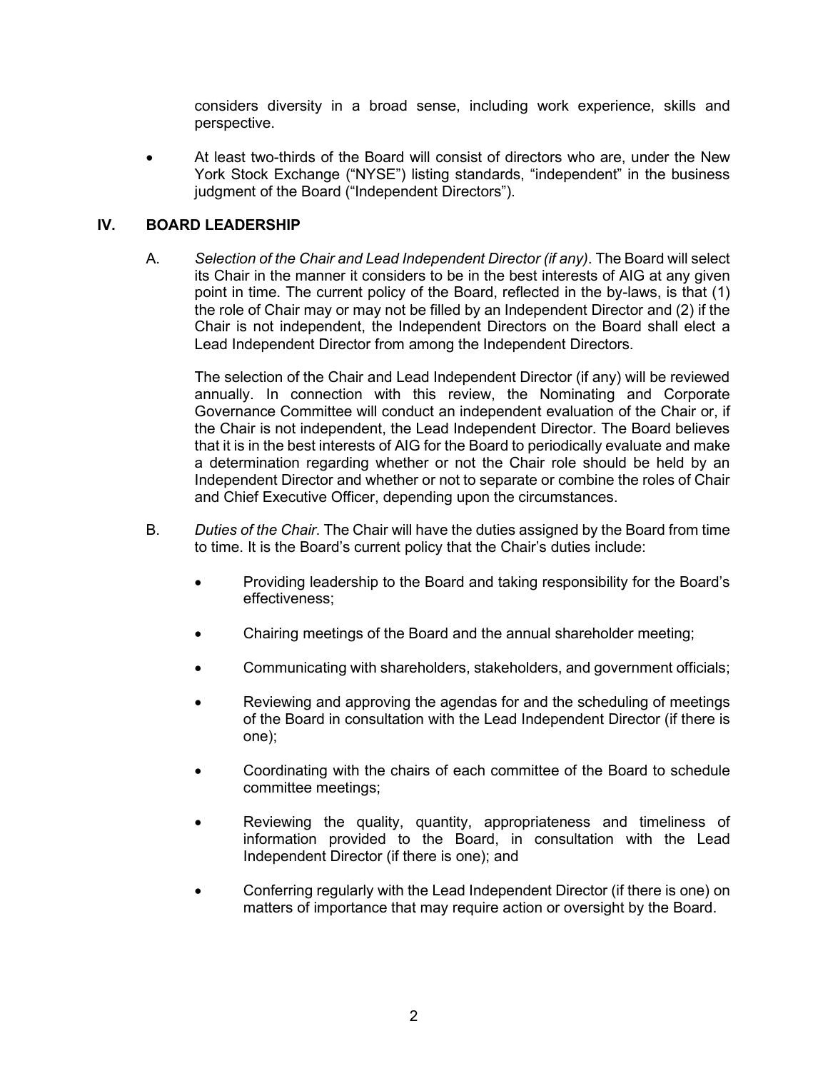considers diversity in a broad sense, including work experience, skills and perspective.

- At least two-thirds of the Board will consist of directors who are, under the New York Stock Exchange ("NYSE") listing standards, "independent" in the business judgment of the Board ("Independent Directors").

## IV. BOARD LEADERSHIP

A. *Selection of the Chair and Lead Independent Director (if any)*. The Board will select its Chair in the manner it considers to be in the best interests of AIG at any given point in time. The current policy of the Board, reflected in the by-laws, is that (1) the role of Chair may or may not be filled by an Independent Director and (2) if the Chair is not independent, the Independent Directors on the Board shall elect a Lead Independent Director from among the Independent Directors.

The selection of the Chair and Lead Independent Director (if any) will be reviewed annually. In connection with this review, the Nominating and Corporate Governance Committee will conduct an independent evaluation of the Chair or, if the Chair is not independent, the Lead Independent Director. The Board believes that it is in the best interests of AIG for the Board to periodically evaluate and make a determination regarding whether or not the Chair role should be held by an Independent Director and whether or not to separate or combine the roles of Chair and Chief Executive Officer, depending upon the circumstances.

B. *Duties of the Chair*. The Chair will have the duties assigned by the Board from time to time. It is the Board's current policy that the Chair's duties include:

- Providing leadership to the Board and taking responsibility for the Board's effectiveness;
- Chairing meetings of the Board and the annual shareholder meeting;
- Communicating with shareholders, stakeholders, and government officials;
- Reviewing and approving the agendas for and the scheduling of meetings of the Board in consultation with the Lead Independent Director (if there is one);
- Coordinating with the chairs of each committee of the Board to schedule committee meetings;
- Reviewing the quality, quantity, appropriateness and timeliness of information provided to the Board, in consultation with the Lead Independent Director (if there is one); and
- Conferring regularly with the Lead Independent Director (if there is one) on matters of importance that may require action or oversight by the Board.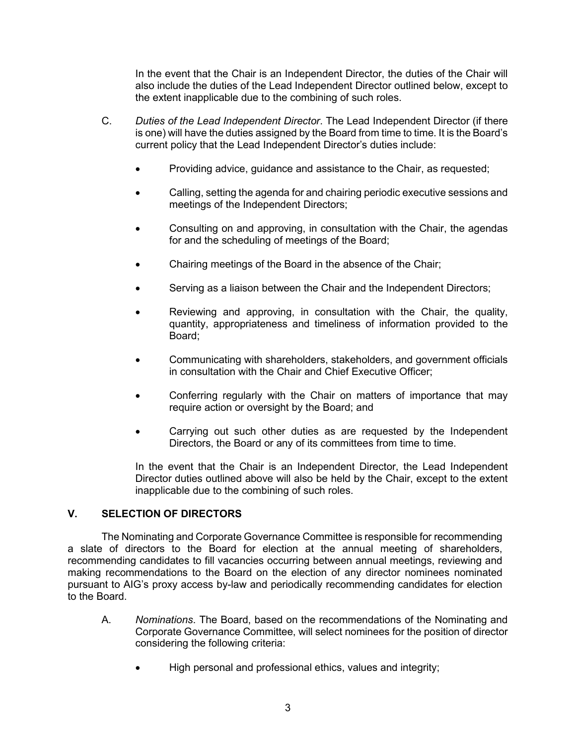In the event that the Chair is an Independent Director, the duties of the Chair will also include the duties of the Lead Independent Director outlined below, except to the extent inapplicable due to the combining of such roles.

C. *Duties of the Lead Independent Director*. The Lead Independent Director (if there is one) will have the duties assigned by the Board from time to time. It is the Board's current policy that the Lead Independent Director's duties include:

- Providing advice, guidance and assistance to the Chair, as requested;
- Calling, setting the agenda for and chairing periodic executive sessions and meetings of the Independent Directors;
- Consulting on and approving, in consultation with the Chair, the agendas for and the scheduling of meetings of the Board;
- Chairing meetings of the Board in the absence of the Chair;
- Serving as a liaison between the Chair and the Independent Directors;
- Reviewing and approving, in consultation with the Chair, the quality, quantity, appropriateness and timeliness of information provided to the Board;
- Communicating with shareholders, stakeholders, and government officials in consultation with the Chair and Chief Executive Officer;
- Conferring regularly with the Chair on matters of importance that may require action or oversight by the Board; and
- Carrying out such other duties as are requested by the Independent Directors, the Board or any of its committees from time to time.

In the event that the Chair is an Independent Director, the Lead Independent Director duties outlined above will also be held by the Chair, except to the extent inapplicable due to the combining of such roles.

## V. SELECTION OF DIRECTORS

The Nominating and Corporate Governance Committee is responsible for recommending a slate of directors to the Board for election at the annual meeting of shareholders, recommending candidates to fill vacancies occurring between annual meetings, reviewing and making recommendations to the Board on the election of any director nominees nominated pursuant to AIG's proxy access by-law and periodically recommending candidates for election to the Board.

A. *Nominations*. The Board, based on the recommendations of the Nominating and Corporate Governance Committee, will select nominees for the position of director considering the following criteria:

- High personal and professional ethics, values and integrity;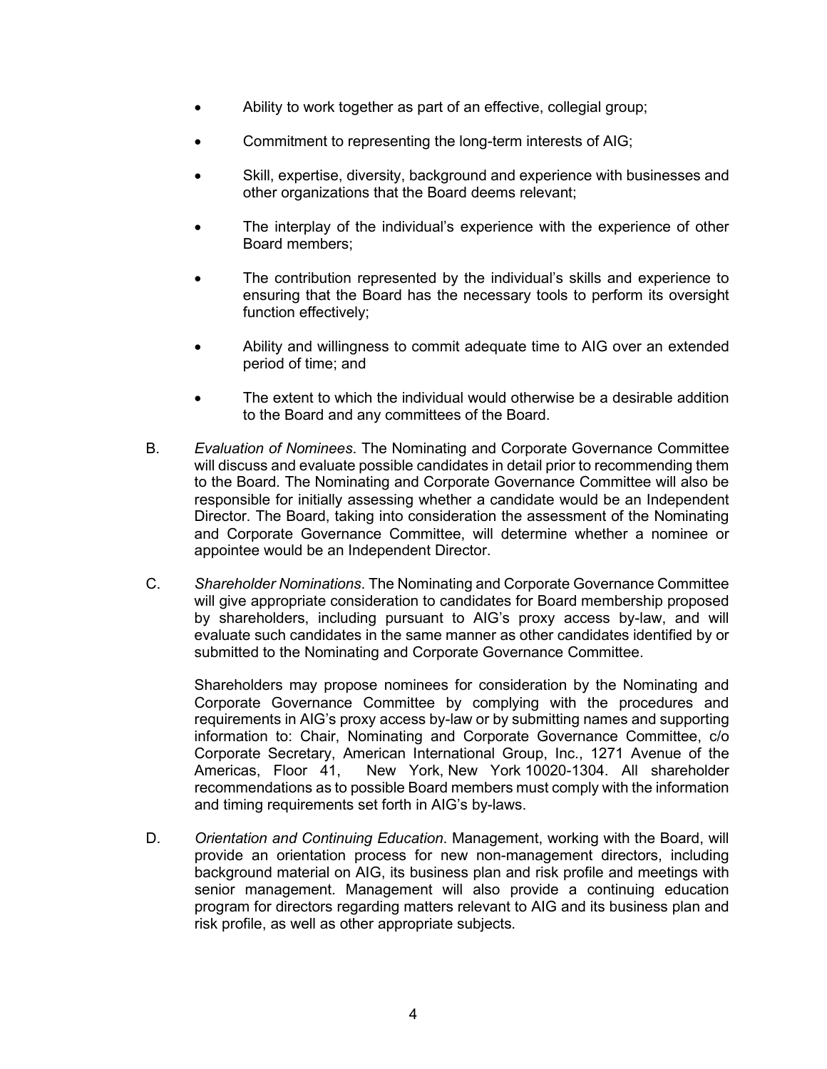- Ability to work together as part of an effective, collegial group;
- Commitment to representing the long-term interests of AIG;
- Skill, expertise, diversity, background and experience with businesses and other organizations that the Board deems relevant;
- The interplay of the individual's experience with the experience of other Board members;
- The contribution represented by the individual's skills and experience to ensuring that the Board has the necessary tools to perform its oversight function effectively;
- Ability and willingness to commit adequate time to AIG over an extended period of time; and
- The extent to which the individual would otherwise be a desirable addition to the Board and any committees of the Board.

B. *Evaluation of Nominees*. The Nominating and Corporate Governance Committee will discuss and evaluate possible candidates in detail prior to recommending them to the Board. The Nominating and Corporate Governance Committee will also be responsible for initially assessing whether a candidate would be an Independent Director. The Board, taking into consideration the assessment of the Nominating and Corporate Governance Committee, will determine whether a nominee or appointee would be an Independent Director.

C. *Shareholder Nominations*. The Nominating and Corporate Governance Committee will give appropriate consideration to candidates for Board membership proposed by shareholders, including pursuant to AIG's proxy access by-law, and will evaluate such candidates in the same manner as other candidates identified by or submitted to the Nominating and Corporate Governance Committee.

Shareholders may propose nominees for consideration by the Nominating and Corporate Governance Committee by complying with the procedures and requirements in AIG's proxy access by-law or by submitting names and supporting information to: Chair, Nominating and Corporate Governance Committee, c/o Corporate Secretary, American International Group, Inc., 1271 Avenue of the Americas, Floor 41, New York, New York 10020-1304. All shareholder recommendations as to possible Board members must comply with the information and timing requirements set forth in AIG's by-laws.

D. *Orientation and Continuing Education*. Management, working with the Board, will provide an orientation process for new non-management directors, including background material on AIG, its business plan and risk profile and meetings with senior management. Management will also provide a continuing education program for directors regarding matters relevant to AIG and its business plan and risk profile, as well as other appropriate subjects.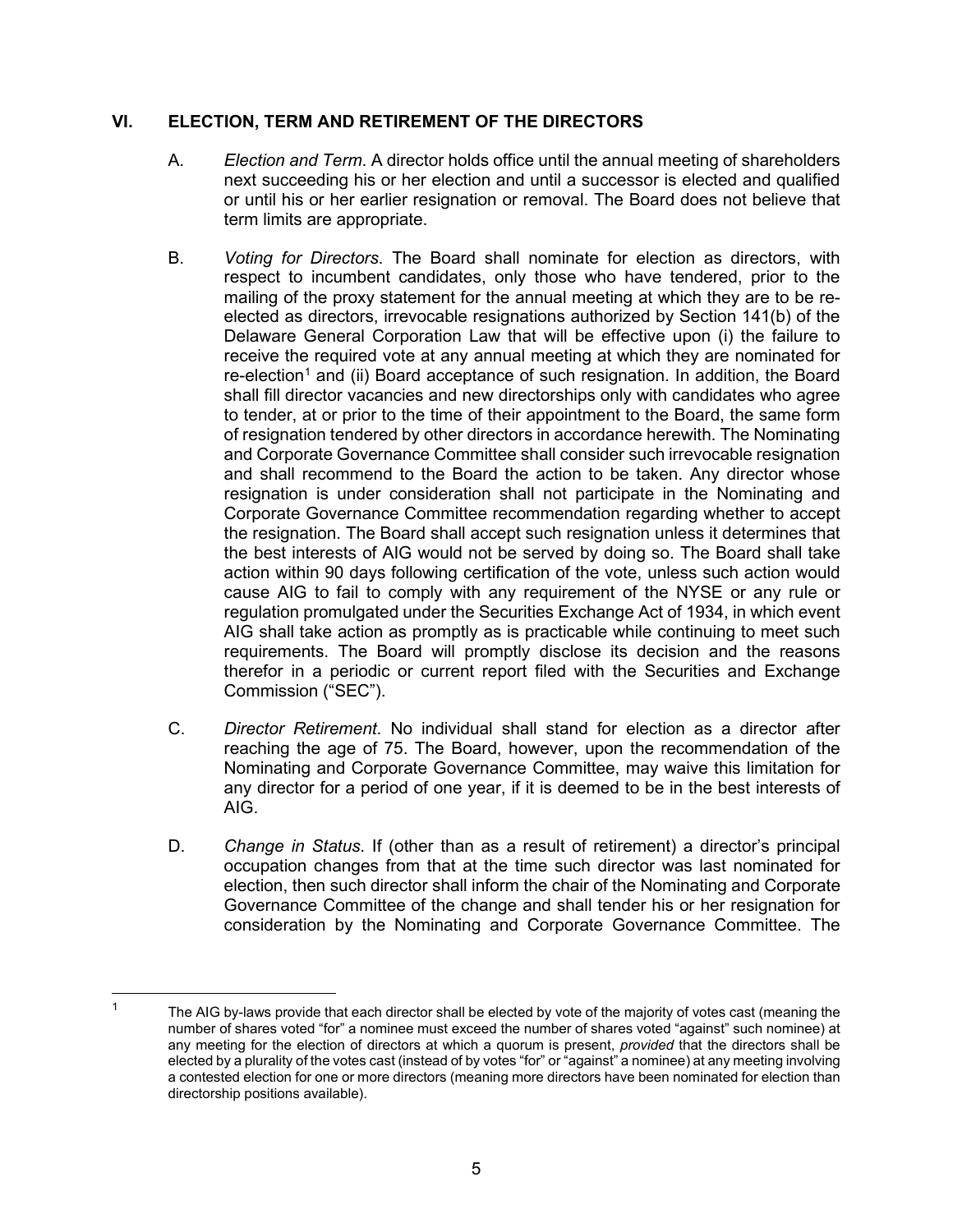## VI. ELECTION, TERM AND RETIREMENT OF THE DIRECTORS

A. *Election and Term*. A director holds office until the annual meeting of shareholders next succeeding his or her election and until a successor is elected and qualified or until his or her earlier resignation or removal. The Board does not believe that term limits are appropriate.

B. *Voting for Directors*. The Board shall nominate for election as directors, with respect to incumbent candidates, only those who have tendered, prior to the mailing of the proxy statement for the annual meeting at which they are to be re-elected as directors, irrevocable resignations authorized by Section 141(b) of the Delaware General Corporation Law that will be effective upon (i) the failure to receive the required vote at any annual meeting at which they are nominated for re-election[1] and (ii) Board acceptance of such resignation. In addition, the Board shall fill director vacancies and new directorships only with candidates who agree to tender, at or prior to the time of their appointment to the Board, the same form of resignation tendered by other directors in accordance herewith. The Nominating and Corporate Governance Committee shall consider such irrevocable resignation and shall recommend to the Board the action to be taken. Any director whose resignation is under consideration shall not participate in the Nominating and Corporate Governance Committee recommendation regarding whether to accept the resignation. The Board shall accept such resignation unless it determines that the best interests of AIG would not be served by doing so. The Board shall take action within 90 days following certification of the vote, unless such action would cause AIG to fail to comply with any requirement of the NYSE or any rule or regulation promulgated under the Securities Exchange Act of 1934, in which event AIG shall take action as promptly as is practicable while continuing to meet such requirements. The Board will promptly disclose its decision and the reasons therefor in a periodic or current report filed with the Securities and Exchange Commission ("SEC").

C. *Director Retirement*. No individual shall stand for election as a director after reaching the age of 75. The Board, however, upon the recommendation of the Nominating and Corporate Governance Committee, may waive this limitation for any director for a period of one year, if it is deemed to be in the best interests of AIG.

D. *Change in Status*. If (other than as a result of retirement) a director's principal occupation changes from that at the time such director was last nominated for election, then such director shall inform the chair of the Nominating and Corporate Governance Committee of the change and shall tender his or her resignation for consideration by the Nominating and Corporate Governance Committee. The

---

[1] The AIG by-laws provide that each director shall be elected by vote of the majority of votes cast (meaning the number of shares voted "for" a nominee must exceed the number of shares voted "against" such nominee) at any meeting for the election of directors at which a quorum is present, *provided* that the directors shall be elected by a plurality of the votes cast (instead of by votes "for" or "against" a nominee) at any meeting involving a contested election for one or more directors (meaning more directors have been nominated for election than directorship positions available).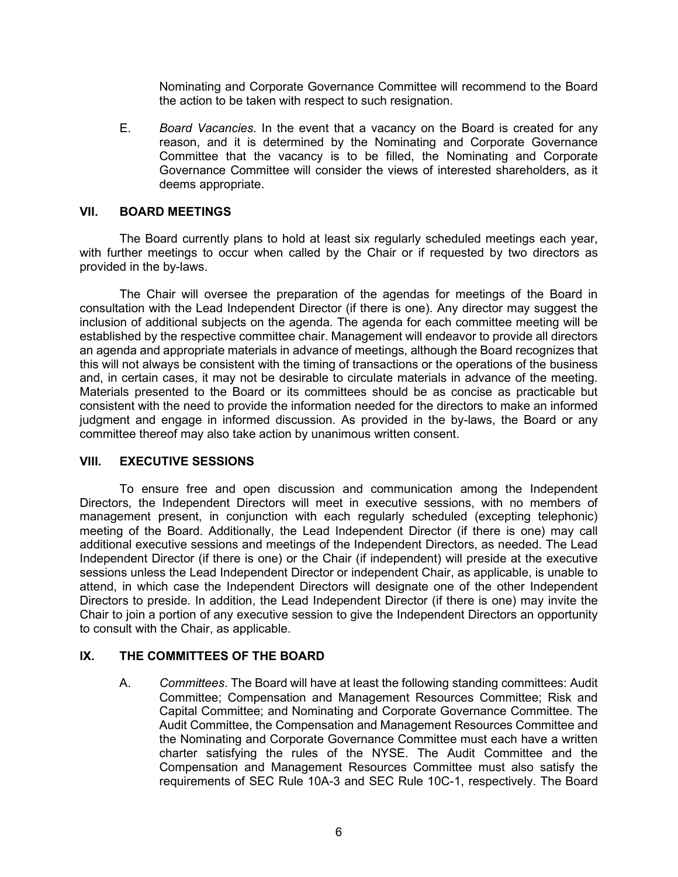Nominating and Corporate Governance Committee will recommend to the Board the action to be taken with respect to such resignation.

E. *Board Vacancies*. In the event that a vacancy on the Board is created for any reason, and it is determined by the Nominating and Corporate Governance Committee that the vacancy is to be filled, the Nominating and Corporate Governance Committee will consider the views of interested shareholders, as it deems appropriate.

## VII. BOARD MEETINGS

The Board currently plans to hold at least six regularly scheduled meetings each year, with further meetings to occur when called by the Chair or if requested by two directors as provided in the by-laws.

The Chair will oversee the preparation of the agendas for meetings of the Board in consultation with the Lead Independent Director (if there is one). Any director may suggest the inclusion of additional subjects on the agenda. The agenda for each committee meeting will be established by the respective committee chair. Management will endeavor to provide all directors an agenda and appropriate materials in advance of meetings, although the Board recognizes that this will not always be consistent with the timing of transactions or the operations of the business and, in certain cases, it may not be desirable to circulate materials in advance of the meeting. Materials presented to the Board or its committees should be as concise as practicable but consistent with the need to provide the information needed for the directors to make an informed judgment and engage in informed discussion. As provided in the by-laws, the Board or any committee thereof may also take action by unanimous written consent.

## VIII. EXECUTIVE SESSIONS

To ensure free and open discussion and communication among the Independent Directors, the Independent Directors will meet in executive sessions, with no members of management present, in conjunction with each regularly scheduled (excepting telephonic) meeting of the Board. Additionally, the Lead Independent Director (if there is one) may call additional executive sessions and meetings of the Independent Directors, as needed. The Lead Independent Director (if there is one) or the Chair (if independent) will preside at the executive sessions unless the Lead Independent Director or independent Chair, as applicable, is unable to attend, in which case the Independent Directors will designate one of the other Independent Directors to preside. In addition, the Lead Independent Director (if there is one) may invite the Chair to join a portion of any executive session to give the Independent Directors an opportunity to consult with the Chair, as applicable.

## IX. THE COMMITTEES OF THE BOARD

A. *Committees*. The Board will have at least the following standing committees: Audit Committee; Compensation and Management Resources Committee; Risk and Capital Committee; and Nominating and Corporate Governance Committee. The Audit Committee, the Compensation and Management Resources Committee and the Nominating and Corporate Governance Committee must each have a written charter satisfying the rules of the NYSE. The Audit Committee and the Compensation and Management Resources Committee must also satisfy the requirements of SEC Rule 10A-3 and SEC Rule 10C-1, respectively. The Board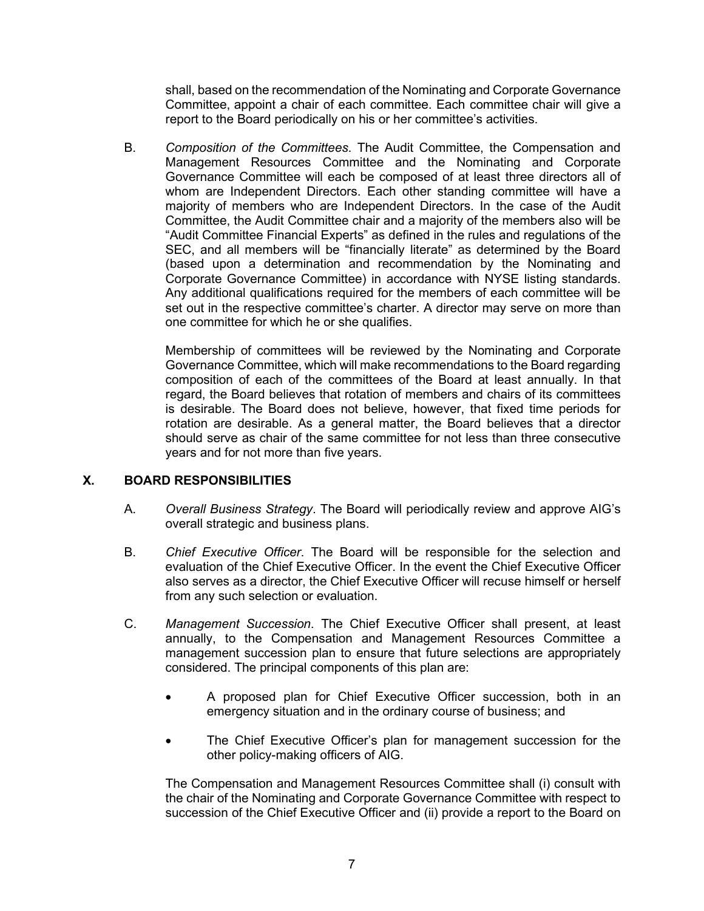shall, based on the recommendation of the Nominating and Corporate Governance Committee, appoint a chair of each committee. Each committee chair will give a report to the Board periodically on his or her committee's activities.

B. *Composition of the Committees*. The Audit Committee, the Compensation and Management Resources Committee and the Nominating and Corporate Governance Committee will each be composed of at least three directors all of whom are Independent Directors. Each other standing committee will have a majority of members who are Independent Directors. In the case of the Audit Committee, the Audit Committee chair and a majority of the members also will be "Audit Committee Financial Experts" as defined in the rules and regulations of the SEC, and all members will be "financially literate" as determined by the Board (based upon a determination and recommendation by the Nominating and Corporate Governance Committee) in accordance with NYSE listing standards. Any additional qualifications required for the members of each committee will be set out in the respective committee's charter. A director may serve on more than one committee for which he or she qualifies.

Membership of committees will be reviewed by the Nominating and Corporate Governance Committee, which will make recommendations to the Board regarding composition of each of the committees of the Board at least annually. In that regard, the Board believes that rotation of members and chairs of its committees is desirable. The Board does not believe, however, that fixed time periods for rotation are desirable. As a general matter, the Board believes that a director should serve as chair of the same committee for not less than three consecutive years and for not more than five years.

## X. BOARD RESPONSIBILITIES

A. *Overall Business Strategy*. The Board will periodically review and approve AIG's overall strategic and business plans.

B. *Chief Executive Officer*. The Board will be responsible for the selection and evaluation of the Chief Executive Officer. In the event the Chief Executive Officer also serves as a director, the Chief Executive Officer will recuse himself or herself from any such selection or evaluation.

C. *Management Succession*. The Chief Executive Officer shall present, at least annually, to the Compensation and Management Resources Committee a management succession plan to ensure that future selections are appropriately considered. The principal components of this plan are:

- A proposed plan for Chief Executive Officer succession, both in an emergency situation and in the ordinary course of business; and
- The Chief Executive Officer's plan for management succession for the other policy-making officers of AIG.

The Compensation and Management Resources Committee shall (i) consult with the chair of the Nominating and Corporate Governance Committee with respect to succession of the Chief Executive Officer and (ii) provide a report to the Board on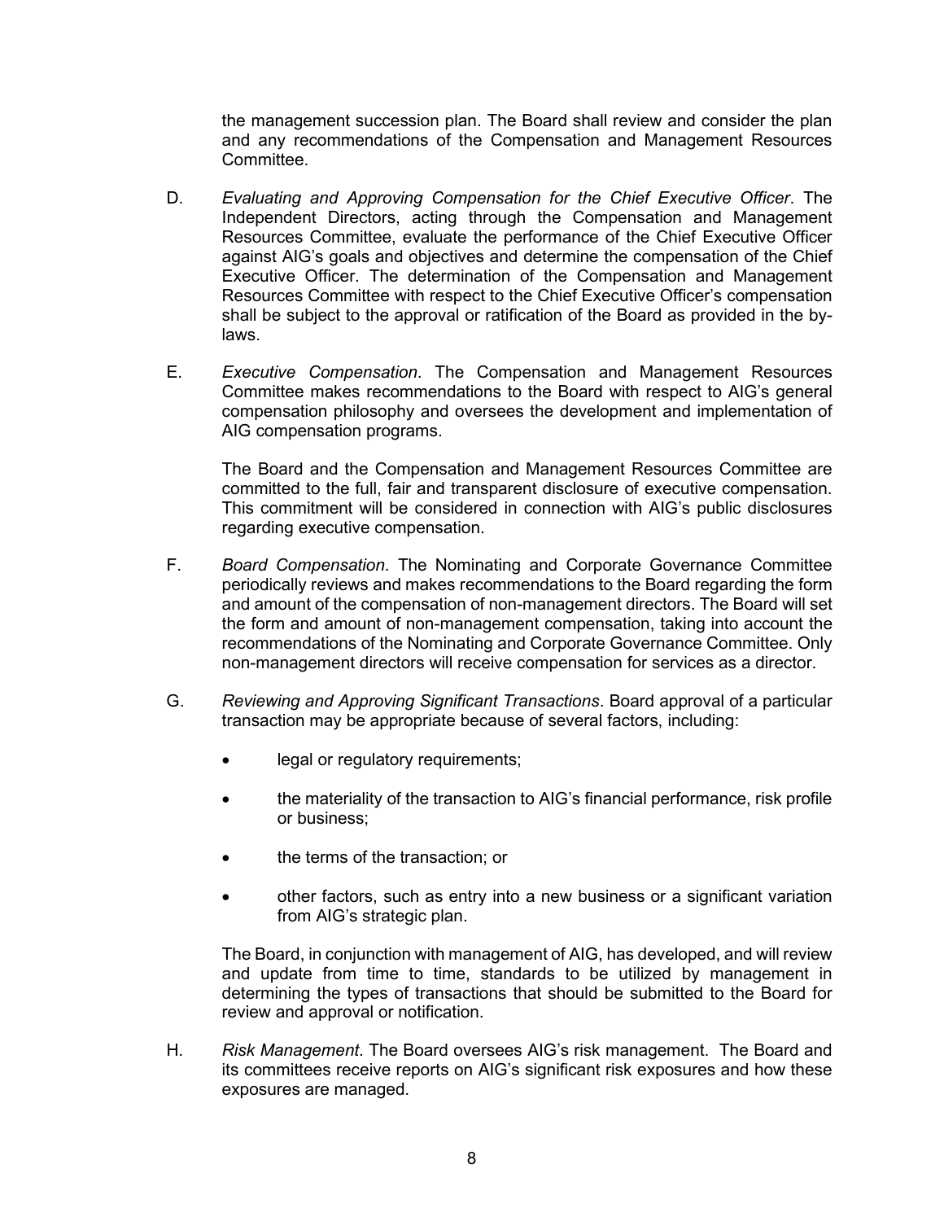the management succession plan. The Board shall review and consider the plan and any recommendations of the Compensation and Management Resources Committee.

D. *Evaluating and Approving Compensation for the Chief Executive Officer*. The Independent Directors, acting through the Compensation and Management Resources Committee, evaluate the performance of the Chief Executive Officer against AIG's goals and objectives and determine the compensation of the Chief Executive Officer. The determination of the Compensation and Management Resources Committee with respect to the Chief Executive Officer's compensation shall be subject to the approval or ratification of the Board as provided in the by-laws.

E. *Executive Compensation*. The Compensation and Management Resources Committee makes recommendations to the Board with respect to AIG's general compensation philosophy and oversees the development and implementation of AIG compensation programs.

   The Board and the Compensation and Management Resources Committee are committed to the full, fair and transparent disclosure of executive compensation. This commitment will be considered in connection with AIG's public disclosures regarding executive compensation.

F. *Board Compensation*. The Nominating and Corporate Governance Committee periodically reviews and makes recommendations to the Board regarding the form and amount of the compensation of non-management directors. The Board will set the form and amount of non-management compensation, taking into account the recommendations of the Nominating and Corporate Governance Committee. Only non-management directors will receive compensation for services as a director.

G. *Reviewing and Approving Significant Transactions*. Board approval of a particular transaction may be appropriate because of several factors, including:

   - legal or regulatory requirements;
   - the materiality of the transaction to AIG's financial performance, risk profile or business;
   - the terms of the transaction; or
   - other factors, such as entry into a new business or a significant variation from AIG's strategic plan.

   The Board, in conjunction with management of AIG, has developed, and will review and update from time to time, standards to be utilized by management in determining the types of transactions that should be submitted to the Board for review and approval or notification.

H. *Risk Management*. The Board oversees AIG's risk management. The Board and its committees receive reports on AIG's significant risk exposures and how these exposures are managed.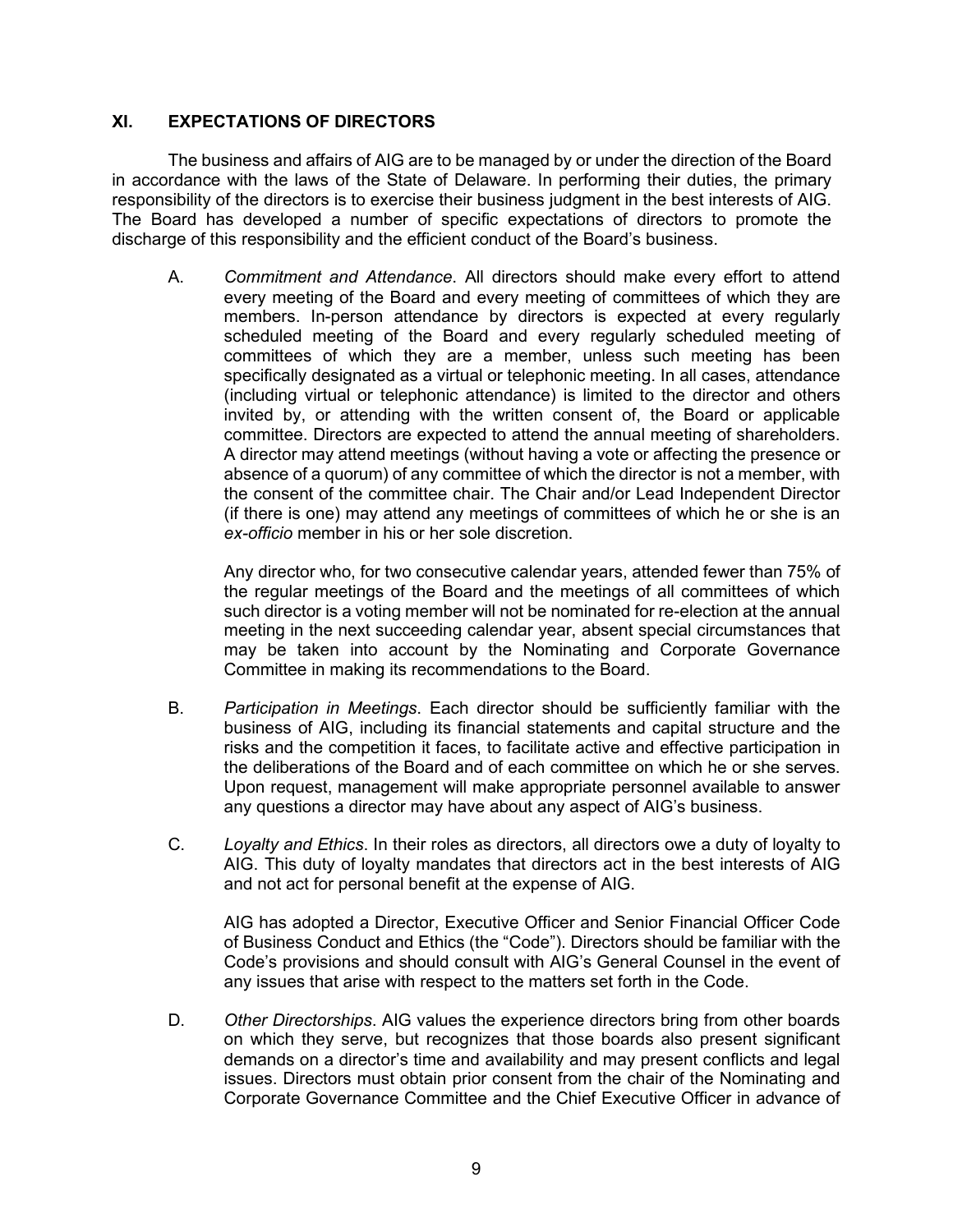## XI. EXPECTATIONS OF DIRECTORS

The business and affairs of AIG are to be managed by or under the direction of the Board in accordance with the laws of the State of Delaware. In performing their duties, the primary responsibility of the directors is to exercise their business judgment in the best interests of AIG. The Board has developed a number of specific expectations of directors to promote the discharge of this responsibility and the efficient conduct of the Board's business.

A. *Commitment and Attendance*. All directors should make every effort to attend every meeting of the Board and every meeting of committees of which they are members. In-person attendance by directors is expected at every regularly scheduled meeting of the Board and every regularly scheduled meeting of committees of which they are a member, unless such meeting has been specifically designated as a virtual or telephonic meeting. In all cases, attendance (including virtual or telephonic attendance) is limited to the director and others invited by, or attending with the written consent of, the Board or applicable committee. Directors are expected to attend the annual meeting of shareholders. A director may attend meetings (without having a vote or affecting the presence or absence of a quorum) of any committee of which the director is not a member, with the consent of the committee chair. The Chair and/or Lead Independent Director (if there is one) may attend any meetings of committees of which he or she is an *ex-officio* member in his or her sole discretion.

   Any director who, for two consecutive calendar years, attended fewer than 75% of the regular meetings of the Board and the meetings of all committees of which such director is a voting member will not be nominated for re-election at the annual meeting in the next succeeding calendar year, absent special circumstances that may be taken into account by the Nominating and Corporate Governance Committee in making its recommendations to the Board.

B. *Participation in Meetings*. Each director should be sufficiently familiar with the business of AIG, including its financial statements and capital structure and the risks and the competition it faces, to facilitate active and effective participation in the deliberations of the Board and of each committee on which he or she serves. Upon request, management will make appropriate personnel available to answer any questions a director may have about any aspect of AIG's business.

C. *Loyalty and Ethics*. In their roles as directors, all directors owe a duty of loyalty to AIG. This duty of loyalty mandates that directors act in the best interests of AIG and not act for personal benefit at the expense of AIG.

   AIG has adopted a Director, Executive Officer and Senior Financial Officer Code of Business Conduct and Ethics (the "Code"). Directors should be familiar with the Code's provisions and should consult with AIG's General Counsel in the event of any issues that arise with respect to the matters set forth in the Code.

D. *Other Directorships*. AIG values the experience directors bring from other boards on which they serve, but recognizes that those boards also present significant demands on a director's time and availability and may present conflicts and legal issues. Directors must obtain prior consent from the chair of the Nominating and Corporate Governance Committee and the Chief Executive Officer in advance of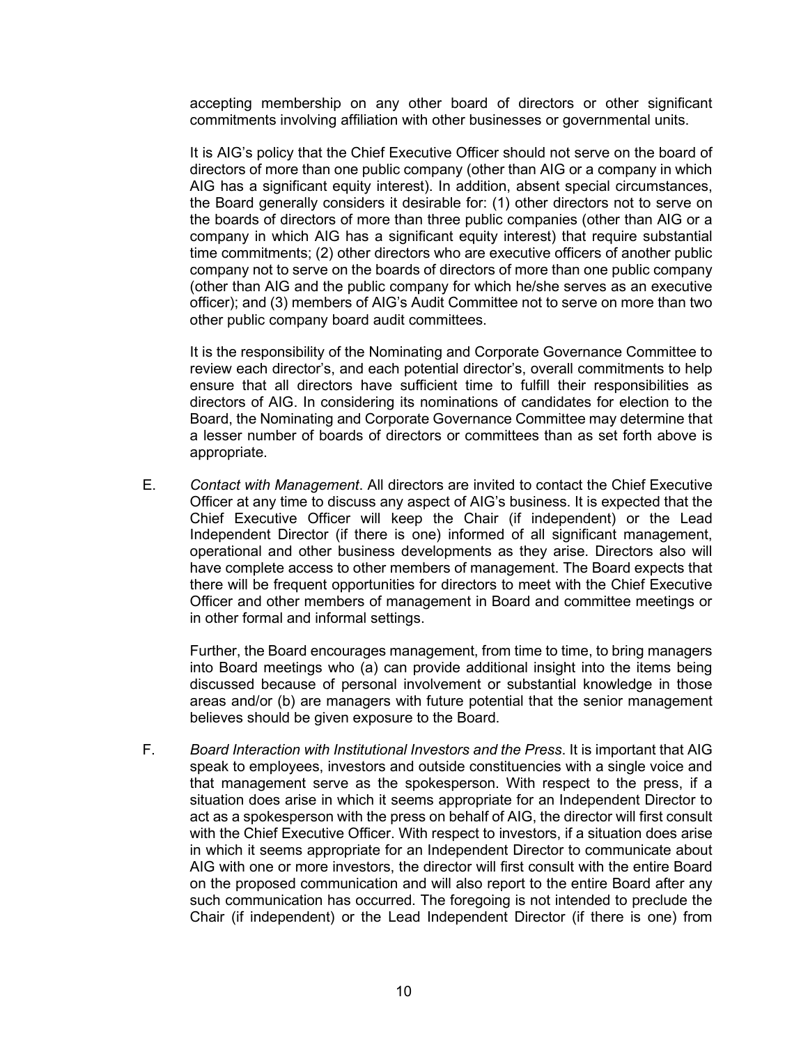accepting membership on any other board of directors or other significant commitments involving affiliation with other businesses or governmental units.

It is AIG's policy that the Chief Executive Officer should not serve on the board of directors of more than one public company (other than AIG or a company in which AIG has a significant equity interest). In addition, absent special circumstances, the Board generally considers it desirable for: (1) other directors not to serve on the boards of directors of more than three public companies (other than AIG or a company in which AIG has a significant equity interest) that require substantial time commitments; (2) other directors who are executive officers of another public company not to serve on the boards of directors of more than one public company (other than AIG and the public company for which he/she serves as an executive officer); and (3) members of AIG's Audit Committee not to serve on more than two other public company board audit committees.

It is the responsibility of the Nominating and Corporate Governance Committee to review each director's, and each potential director's, overall commitments to help ensure that all directors have sufficient time to fulfill their responsibilities as directors of AIG. In considering its nominations of candidates for election to the Board, the Nominating and Corporate Governance Committee may determine that a lesser number of boards of directors or committees than as set forth above is appropriate.

E. *Contact with Management*. All directors are invited to contact the Chief Executive Officer at any time to discuss any aspect of AIG's business. It is expected that the Chief Executive Officer will keep the Chair (if independent) or the Lead Independent Director (if there is one) informed of all significant management, operational and other business developments as they arise. Directors also will have complete access to other members of management. The Board expects that there will be frequent opportunities for directors to meet with the Chief Executive Officer and other members of management in Board and committee meetings or in other formal and informal settings.

Further, the Board encourages management, from time to time, to bring managers into Board meetings who (a) can provide additional insight into the items being discussed because of personal involvement or substantial knowledge in those areas and/or (b) are managers with future potential that the senior management believes should be given exposure to the Board.

F. *Board Interaction with Institutional Investors and the Press*. It is important that AIG speak to employees, investors and outside constituencies with a single voice and that management serve as the spokesperson. With respect to the press, if a situation does arise in which it seems appropriate for an Independent Director to act as a spokesperson with the press on behalf of AIG, the director will first consult with the Chief Executive Officer. With respect to investors, if a situation does arise in which it seems appropriate for an Independent Director to communicate about AIG with one or more investors, the director will first consult with the entire Board on the proposed communication and will also report to the entire Board after any such communication has occurred. The foregoing is not intended to preclude the Chair (if independent) or the Lead Independent Director (if there is one) from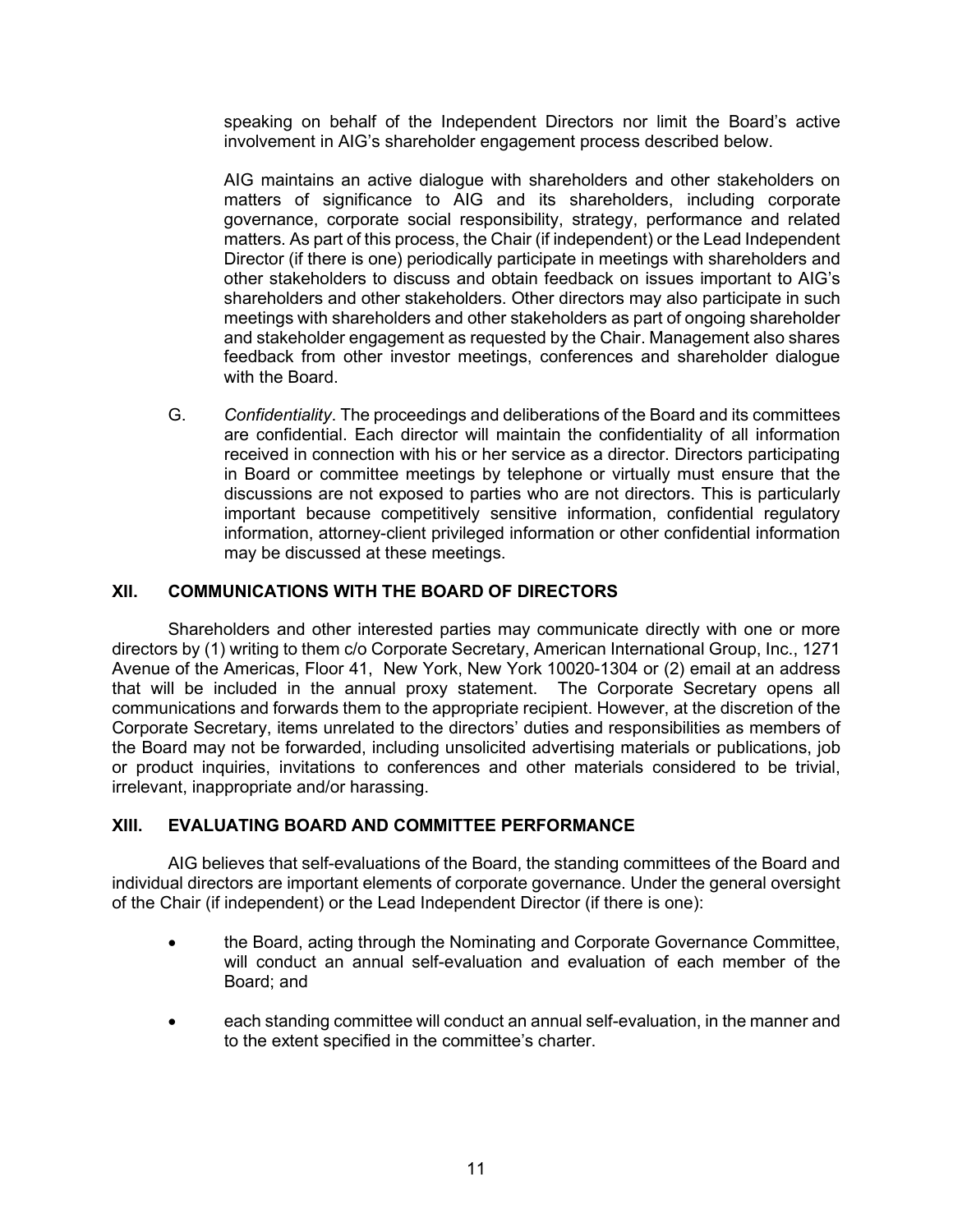speaking on behalf of the Independent Directors nor limit the Board's active involvement in AIG's shareholder engagement process described below.

AIG maintains an active dialogue with shareholders and other stakeholders on matters of significance to AIG and its shareholders, including corporate governance, corporate social responsibility, strategy, performance and related matters. As part of this process, the Chair (if independent) or the Lead Independent Director (if there is one) periodically participate in meetings with shareholders and other stakeholders to discuss and obtain feedback on issues important to AIG's shareholders and other stakeholders. Other directors may also participate in such meetings with shareholders and other stakeholders as part of ongoing shareholder and stakeholder engagement as requested by the Chair. Management also shares feedback from other investor meetings, conferences and shareholder dialogue with the Board.

G. *Confidentiality*. The proceedings and deliberations of the Board and its committees are confidential. Each director will maintain the confidentiality of all information received in connection with his or her service as a director. Directors participating in Board or committee meetings by telephone or virtually must ensure that the discussions are not exposed to parties who are not directors. This is particularly important because competitively sensitive information, confidential regulatory information, attorney-client privileged information or other confidential information may be discussed at these meetings.

## XII. COMMUNICATIONS WITH THE BOARD OF DIRECTORS

Shareholders and other interested parties may communicate directly with one or more directors by (1) writing to them c/o Corporate Secretary, American International Group, Inc., 1271 Avenue of the Americas, Floor 41, New York, New York 10020-1304 or (2) email at an address that will be included in the annual proxy statement. The Corporate Secretary opens all communications and forwards them to the appropriate recipient. However, at the discretion of the Corporate Secretary, items unrelated to the directors' duties and responsibilities as members of the Board may not be forwarded, including unsolicited advertising materials or publications, job or product inquiries, invitations to conferences and other materials considered to be trivial, irrelevant, inappropriate and/or harassing.

## XIII. EVALUATING BOARD AND COMMITTEE PERFORMANCE

AIG believes that self-evaluations of the Board, the standing committees of the Board and individual directors are important elements of corporate governance. Under the general oversight of the Chair (if independent) or the Lead Independent Director (if there is one):

- the Board, acting through the Nominating and Corporate Governance Committee, will conduct an annual self-evaluation and evaluation of each member of the Board; and
- each standing committee will conduct an annual self-evaluation, in the manner and to the extent specified in the committee's charter.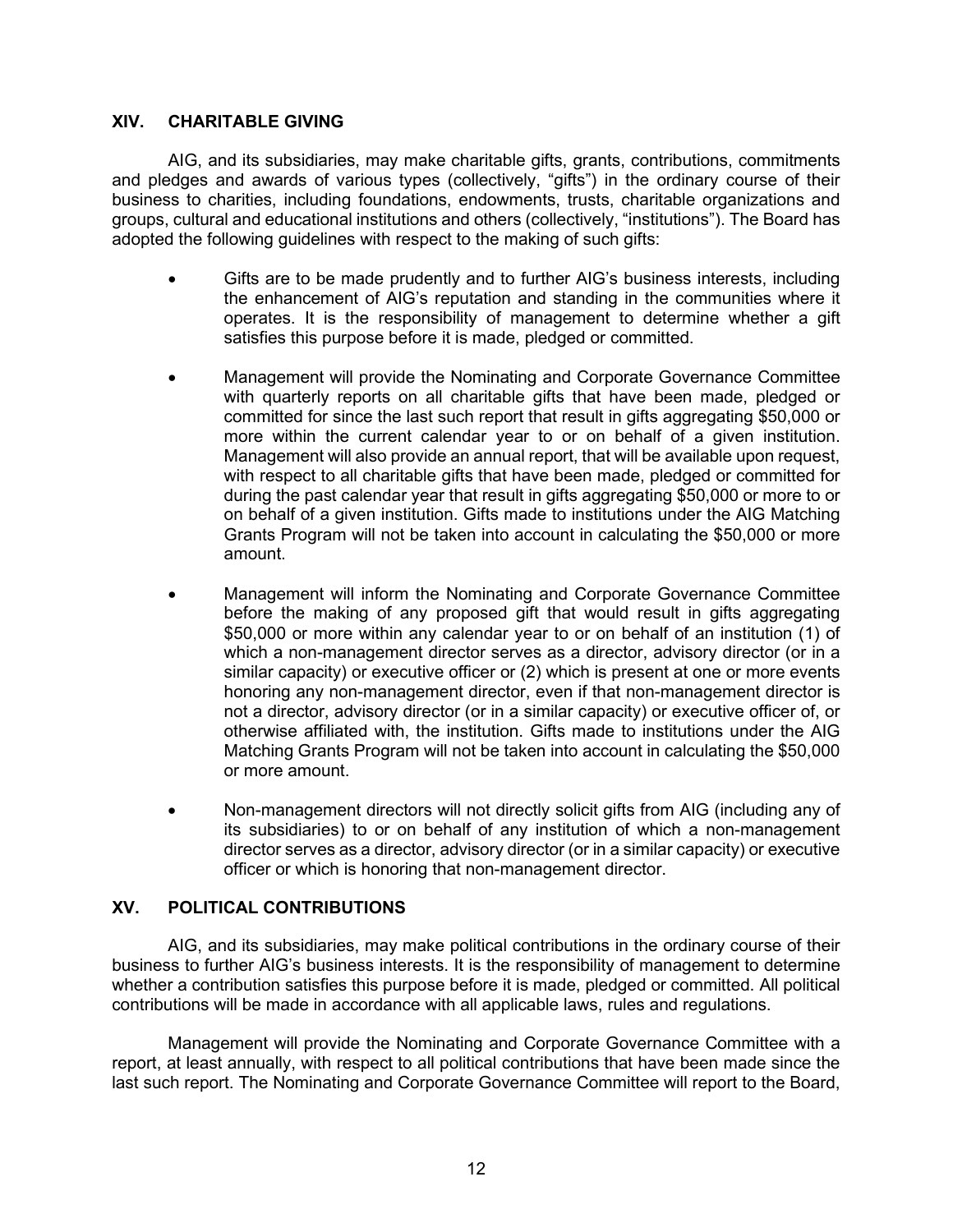## XIV. CHARITABLE GIVING

AIG, and its subsidiaries, may make charitable gifts, grants, contributions, commitments and pledges and awards of various types (collectively, "gifts") in the ordinary course of their business to charities, including foundations, endowments, trusts, charitable organizations and groups, cultural and educational institutions and others (collectively, "institutions"). The Board has adopted the following guidelines with respect to the making of such gifts:

- Gifts are to be made prudently and to further AIG's business interests, including the enhancement of AIG's reputation and standing in the communities where it operates. It is the responsibility of management to determine whether a gift satisfies this purpose before it is made, pledged or committed.

- Management will provide the Nominating and Corporate Governance Committee with quarterly reports on all charitable gifts that have been made, pledged or committed for since the last such report that result in gifts aggregating $50,000 or more within the current calendar year to or on behalf of a given institution. Management will also provide an annual report, that will be available upon request, with respect to all charitable gifts that have been made, pledged or committed for during the past calendar year that result in gifts aggregating $50,000 or more to or on behalf of a given institution. Gifts made to institutions under the AIG Matching Grants Program will not be taken into account in calculating the $50,000 or more amount.

- Management will inform the Nominating and Corporate Governance Committee before the making of any proposed gift that would result in gifts aggregating $50,000 or more within any calendar year to or on behalf of an institution (1) of which a non-management director serves as a director, advisory director (or in a similar capacity) or executive officer or (2) which is present at one or more events honoring any non-management director, even if that non-management director is not a director, advisory director (or in a similar capacity) or executive officer of, or otherwise affiliated with, the institution. Gifts made to institutions under the AIG Matching Grants Program will not be taken into account in calculating the $50,000 or more amount.

- Non-management directors will not directly solicit gifts from AIG (including any of its subsidiaries) to or on behalf of any institution of which a non-management director serves as a director, advisory director (or in a similar capacity) or executive officer or which is honoring that non-management director.

## XV. POLITICAL CONTRIBUTIONS

AIG, and its subsidiaries, may make political contributions in the ordinary course of their business to further AIG's business interests. It is the responsibility of management to determine whether a contribution satisfies this purpose before it is made, pledged or committed. All political contributions will be made in accordance with all applicable laws, rules and regulations.

Management will provide the Nominating and Corporate Governance Committee with a report, at least annually, with respect to all political contributions that have been made since the last such report. The Nominating and Corporate Governance Committee will report to the Board,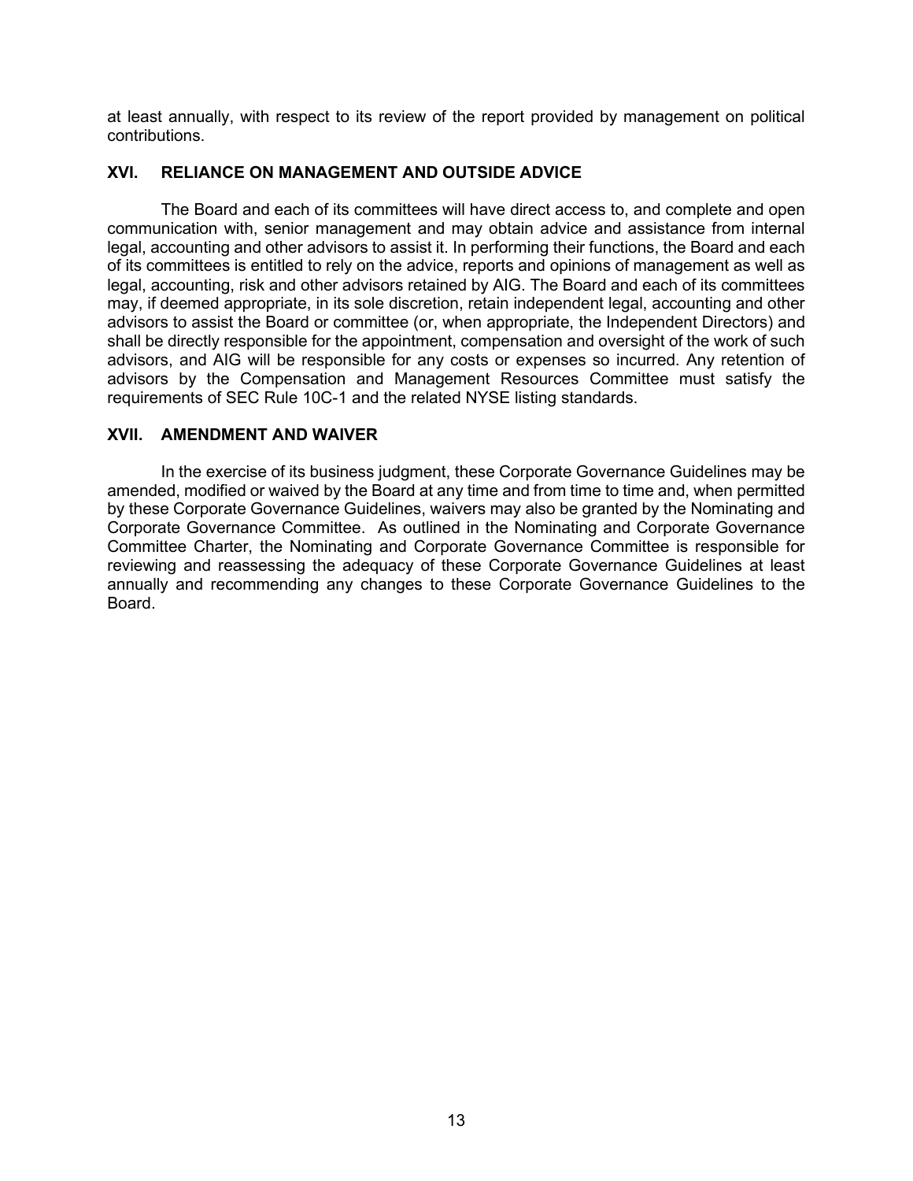at least annually, with respect to its review of the report provided by management on political contributions.

## XVI. RELIANCE ON MANAGEMENT AND OUTSIDE ADVICE

The Board and each of its committees will have direct access to, and complete and open communication with, senior management and may obtain advice and assistance from internal legal, accounting and other advisors to assist it. In performing their functions, the Board and each of its committees is entitled to rely on the advice, reports and opinions of management as well as legal, accounting, risk and other advisors retained by AIG. The Board and each of its committees may, if deemed appropriate, in its sole discretion, retain independent legal, accounting and other advisors to assist the Board or committee (or, when appropriate, the Independent Directors) and shall be directly responsible for the appointment, compensation and oversight of the work of such advisors, and AIG will be responsible for any costs or expenses so incurred. Any retention of advisors by the Compensation and Management Resources Committee must satisfy the requirements of SEC Rule 10C-1 and the related NYSE listing standards.

## XVII. AMENDMENT AND WAIVER

In the exercise of its business judgment, these Corporate Governance Guidelines may be amended, modified or waived by the Board at any time and from time to time and, when permitted by these Corporate Governance Guidelines, waivers may also be granted by the Nominating and Corporate Governance Committee. As outlined in the Nominating and Corporate Governance Committee Charter, the Nominating and Corporate Governance Committee is responsible for reviewing and reassessing the adequacy of these Corporate Governance Guidelines at least annually and recommending any changes to these Corporate Governance Guidelines to the Board.